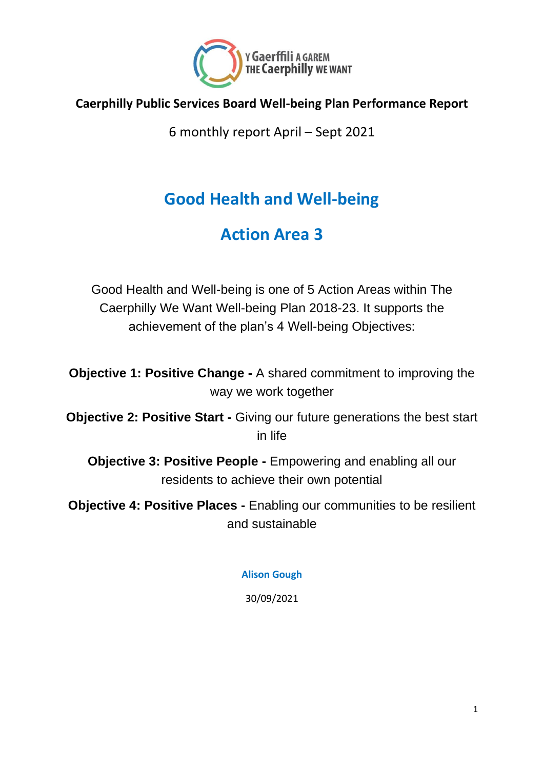Y Gaerffili A GAREM
THE Caerphilly WE WANT

**Caerphilly Public Services Board Well-being Plan Performance Report**

6 monthly report April – Sept 2021

# Good Health and Well-being

# Action Area 3

Good Health and Well-being is one of 5 Action Areas within The Caerphilly We Want Well-being Plan 2018-23. It supports the achievement of the plan's 4 Well-being Objectives:

**Objective 1: Positive Change -** A shared commitment to improving the way we work together

**Objective 2: Positive Start -** Giving our future generations the best start in life

**Objective 3: Positive People -** Empowering and enabling all our residents to achieve their own potential

**Objective 4: Positive Places -** Enabling our communities to be resilient and sustainable

**Alison Gough**

30/09/2021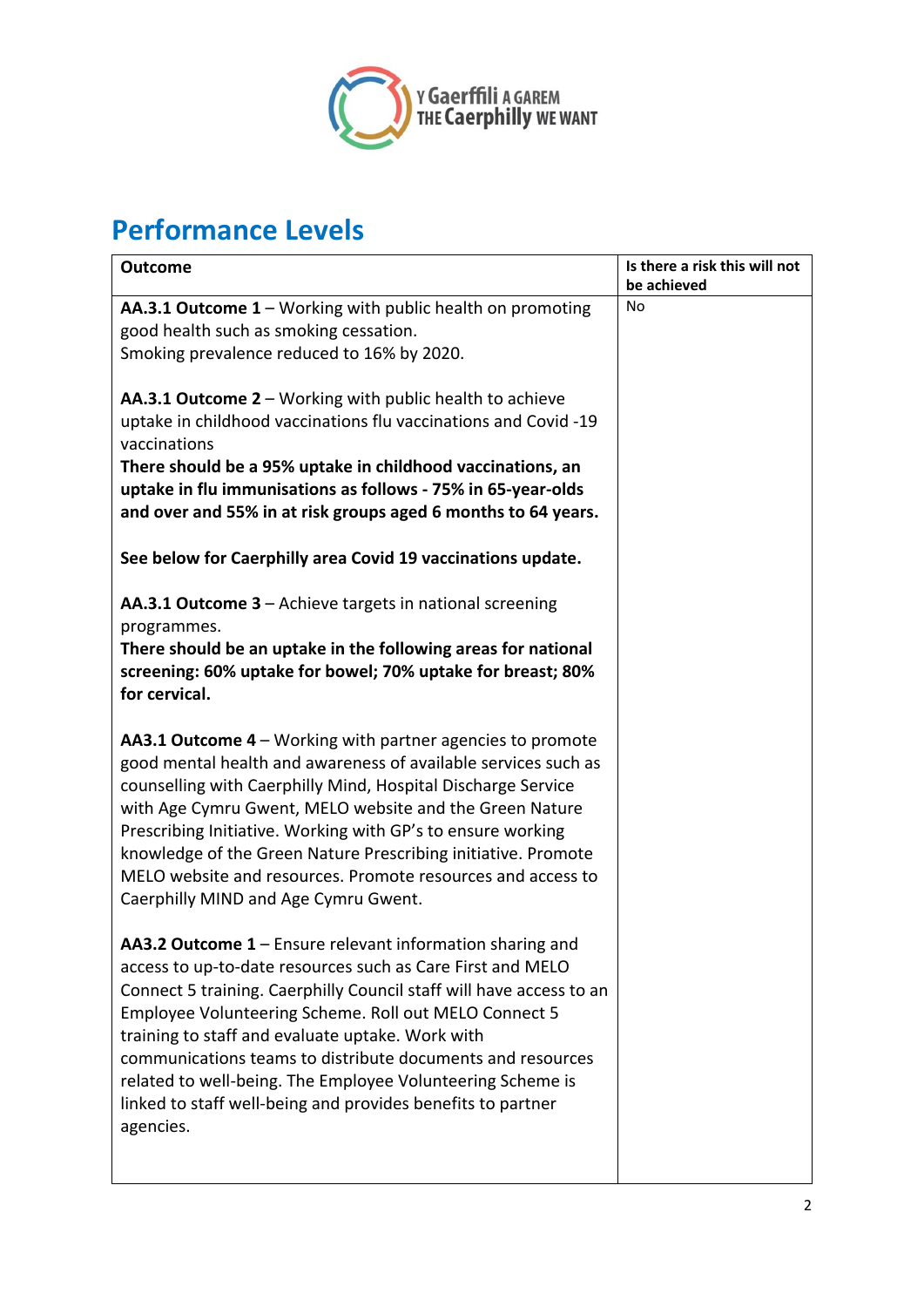# Performance Levels

| Outcome | Is there a risk this will not be achieved |
|---|---|
| **AA.3.1 Outcome 1** – Working with public health on promoting good health such as smoking cessation.<br>Smoking prevalence reduced to 16% by 2020.<br><br>**AA.3.1 Outcome 2** – Working with public health to achieve uptake in childhood vaccinations flu vaccinations and Covid -19 vaccinations<br>**There should be a 95% uptake in childhood vaccinations, an uptake in flu immunisations as follows - 75% in 65-year-olds and over and 55% in at risk groups aged 6 months to 64 years.**<br><br>**See below for Caerphilly area Covid 19 vaccinations update.**<br><br>**AA.3.1 Outcome 3** – Achieve targets in national screening programmes.<br>**There should be an uptake in the following areas for national screening: 60% uptake for bowel; 70% uptake for breast; 80% for cervical.**<br><br>**AA3.1 Outcome 4** – Working with partner agencies to promote good mental health and awareness of available services such as counselling with Caerphilly Mind, Hospital Discharge Service with Age Cymru Gwent, MELO website and the Green Nature Prescribing Initiative. Working with GP's to ensure working knowledge of the Green Nature Prescribing initiative. Promote MELO website and resources. Promote resources and access to Caerphilly MIND and Age Cymru Gwent.<br><br>**AA3.2 Outcome 1** – Ensure relevant information sharing and access to up-to-date resources such as Care First and MELO Connect 5 training. Caerphilly Council staff will have access to an Employee Volunteering Scheme. Roll out MELO Connect 5 training to staff and evaluate uptake. Work with communications teams to distribute documents and resources related to well-being. The Employee Volunteering Scheme is linked to staff well-being and provides benefits to partner agencies. | No |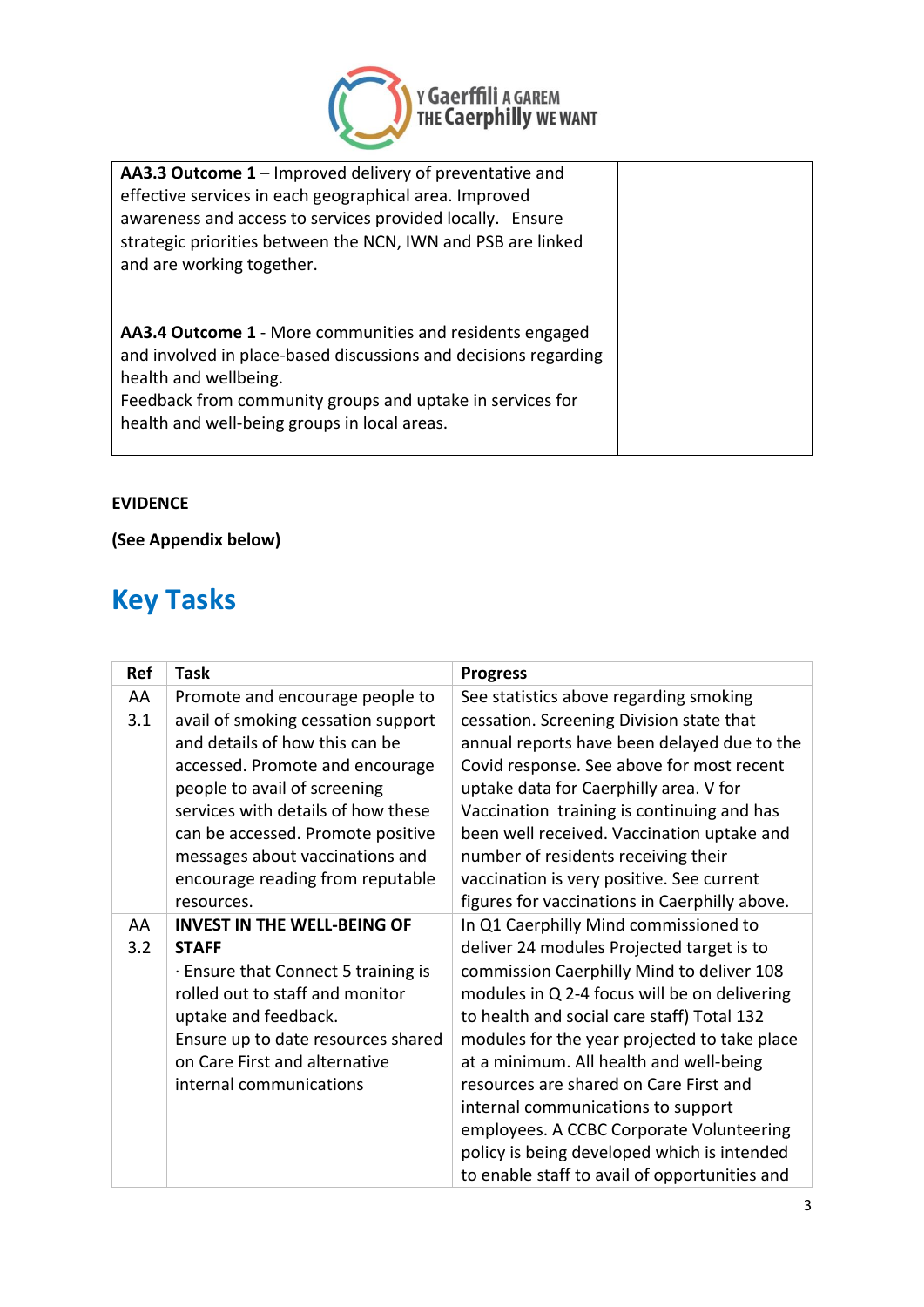| | |
|---|---|
| **AA3.3 Outcome 1** – Improved delivery of preventative and effective services in each geographical area. Improved awareness and access to services provided locally. Ensure strategic priorities between the NCN, IWN and PSB are linked and are working together.<br><br>**AA3.4 Outcome 1** - More communities and residents engaged and involved in place-based discussions and decisions regarding health and wellbeing.<br>Feedback from community groups and uptake in services for health and well-being groups in local areas. | |

**EVIDENCE**

**(See Appendix below)**

## Key Tasks

| Ref | Task | Progress |
|---|---|---|
| AA 3.1 | Promote and encourage people to avail of smoking cessation support and details of how this can be accessed. Promote and encourage people to avail of screening services with details of how these can be accessed. Promote positive messages about vaccinations and encourage reading from reputable resources. | See statistics above regarding smoking cessation. Screening Division state that annual reports have been delayed due to the Covid response. See above for most recent uptake data for Caerphilly area. V for Vaccination training is continuing and has been well received. Vaccination uptake and number of residents receiving their vaccination is very positive. See current figures for vaccinations in Caerphilly above. |
| AA 3.2 | **INVEST IN THE WELL-BEING OF STAFF**<br>· Ensure that Connect 5 training is rolled out to staff and monitor uptake and feedback.<br>Ensure up to date resources shared on Care First and alternative internal communications | In Q1 Caerphilly Mind commissioned to deliver 24 modules Projected target is to commission Caerphilly Mind to deliver 108 modules in Q 2-4 focus will be on delivering to health and social care staff) Total 132 modules for the year projected to take place at a minimum. All health and well-being resources are shared on Care First and internal communications to support employees. A CCBC Corporate Volunteering policy is being developed which is intended to enable staff to avail of opportunities and |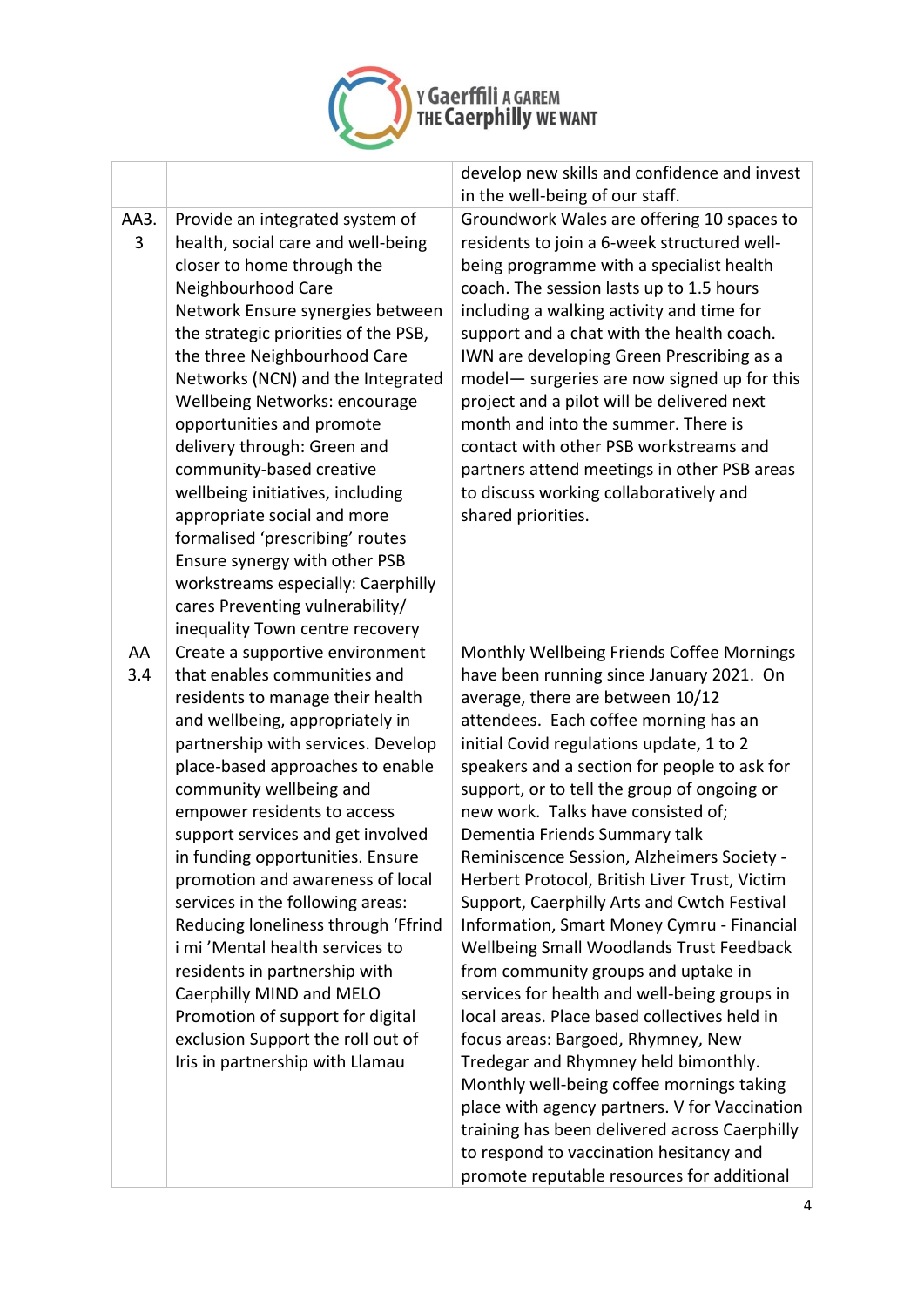| | | |
|---|---|---|
| | | develop new skills and confidence and invest in the well-being of our staff. |
| AA3.3 | Provide an integrated system of health, social care and well-being closer to home through the Neighbourhood Care Network Ensure synergies between the strategic priorities of the PSB, the three Neighbourhood Care Networks (NCN) and the Integrated Wellbeing Networks: encourage opportunities and promote delivery through: Green and community-based creative wellbeing initiatives, including appropriate social and more formalised 'prescribing' routes Ensure synergy with other PSB workstreams especially: Caerphilly cares Preventing vulnerability/ inequality Town centre recovery | Groundwork Wales are offering 10 spaces to residents to join a 6-week structured well-being programme with a specialist health coach. The session lasts up to 1.5 hours including a walking activity and time for support and a chat with the health coach. IWN are developing Green Prescribing as a model— surgeries are now signed up for this project and a pilot will be delivered next month and into the summer. There is contact with other PSB workstreams and partners attend meetings in other PSB areas to discuss working collaboratively and shared priorities. |
| AA 3.4 | Create a supportive environment that enables communities and residents to manage their health and wellbeing, appropriately in partnership with services. Develop place-based approaches to enable community wellbeing and empower residents to access support services and get involved in funding opportunities. Ensure promotion and awareness of local services in the following areas: Reducing loneliness through 'Ffrind i mi 'Mental health services to residents in partnership with Caerphilly MIND and MELO Promotion of support for digital exclusion Support the roll out of Iris in partnership with Llamau | Monthly Wellbeing Friends Coffee Mornings have been running since January 2021. On average, there are between 10/12 attendees. Each coffee morning has an initial Covid regulations update, 1 to 2 speakers and a section for people to ask for support, or to tell the group of ongoing or new work. Talks have consisted of; Dementia Friends Summary talk Reminiscence Session, Alzheimers Society - Herbert Protocol, British Liver Trust, Victim Support, Caerphilly Arts and Cwtch Festival Information, Smart Money Cymru - Financial Wellbeing Small Woodlands Trust Feedback from community groups and uptake in services for health and well-being groups in local areas. Place based collectives held in focus areas: Bargoed, Rhymney, New Tredegar and Rhymney held bimonthly. Monthly well-being coffee mornings taking place with agency partners. V for Vaccination training has been delivered across Caerphilly to respond to vaccination hesitancy and promote reputable resources for additional |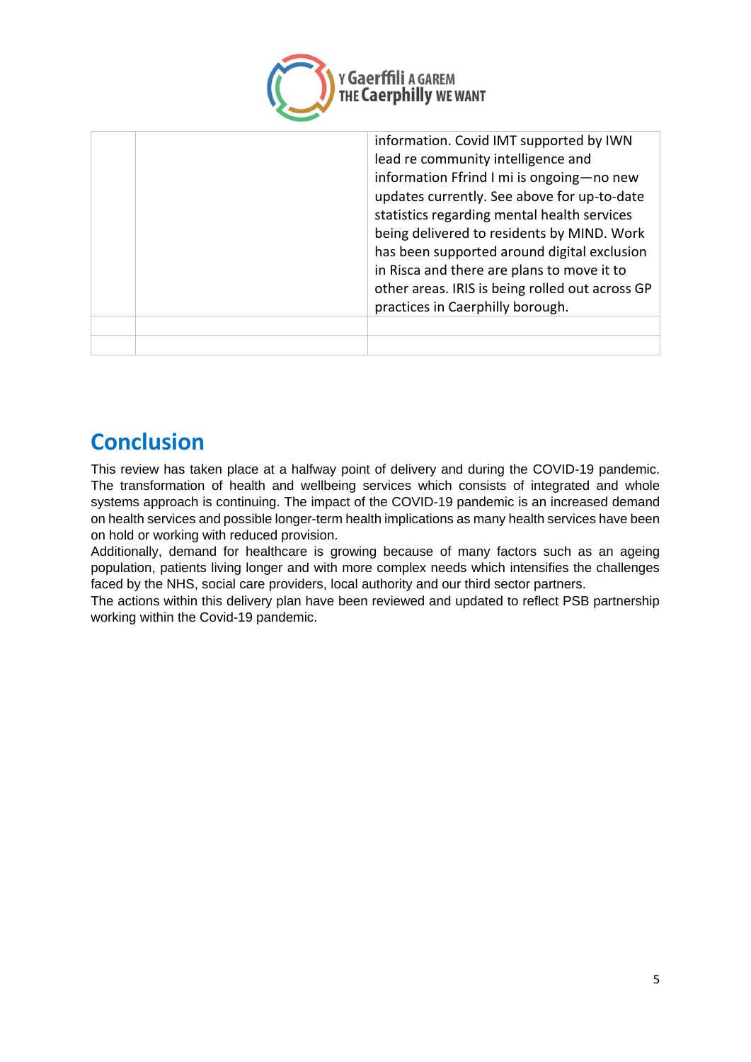| | | |
|---|---|---|
| | | information. Covid IMT supported by IWN lead re community intelligence and information Ffrind I mi is ongoing—no new updates currently. See above for up-to-date statistics regarding mental health services being delivered to residents by MIND. Work has been supported around digital exclusion in Risca and there are plans to move it to other areas. IRIS is being rolled out across GP practices in Caerphilly borough. |
| | | |
| | | |

## Conclusion

This review has taken place at a halfway point of delivery and during the COVID-19 pandemic. The transformation of health and wellbeing services which consists of integrated and whole systems approach is continuing. The impact of the COVID-19 pandemic is an increased demand on health services and possible longer-term health implications as many health services have been on hold or working with reduced provision.

Additionally, demand for healthcare is growing because of many factors such as an ageing population, patients living longer and with more complex needs which intensifies the challenges faced by the NHS, social care providers, local authority and our third sector partners.

The actions within this delivery plan have been reviewed and updated to reflect PSB partnership working within the Covid-19 pandemic.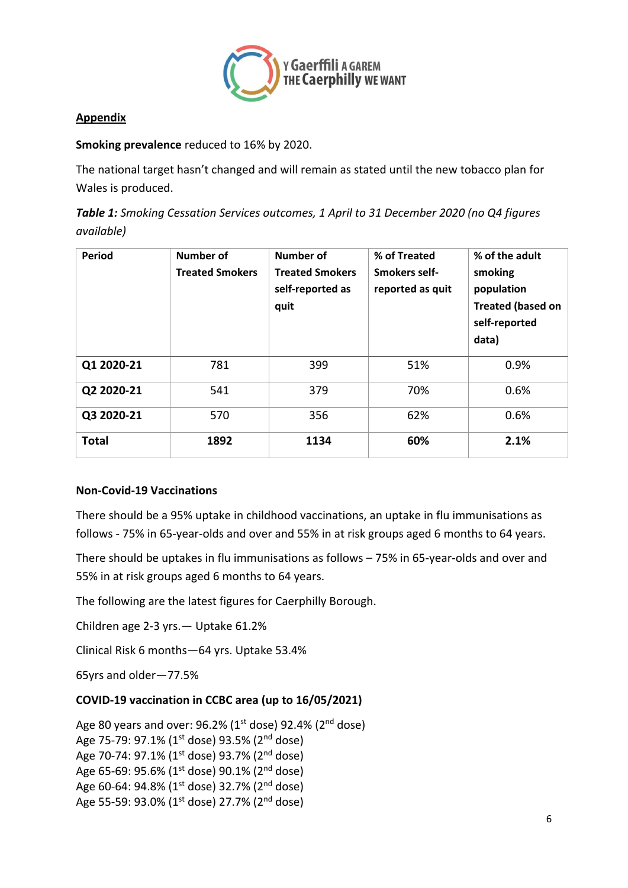Y Gaerffili A GAREM
THE Caerphilly WE WANT

**Appendix**

**Smoking prevalence** reduced to 16% by 2020.

The national target hasn't changed and will remain as stated until the new tobacco plan for Wales is produced.

***Table 1:*** *Smoking Cessation Services outcomes, 1 April to 31 December 2020 (no Q4 figures available)*

| Period | Number of Treated Smokers | Number of Treated Smokers self-reported as quit | % of Treated Smokers self-reported as quit | % of the adult smoking population Treated (based on self-reported data) |
|---|---|---|---|---|
| **Q1 2020-21** | 781 | 399 | 51% | 0.9% |
| **Q2 2020-21** | 541 | 379 | 70% | 0.6% |
| **Q3 2020-21** | 570 | 356 | 62% | 0.6% |
| **Total** | **1892** | **1134** | **60%** | **2.1%** |

**Non-Covid-19 Vaccinations**

There should be a 95% uptake in childhood vaccinations, an uptake in flu immunisations as follows - 75% in 65-year-olds and over and 55% in at risk groups aged 6 months to 64 years.

There should be uptakes in flu immunisations as follows – 75% in 65-year-olds and over and 55% in at risk groups aged 6 months to 64 years.

The following are the latest figures for Caerphilly Borough.

Children age 2-3 yrs.— Uptake 61.2%

Clinical Risk 6 months—64 yrs. Uptake 53.4%

65yrs and older—77.5%

**COVID-19 vaccination in CCBC area (up to 16/05/2021)**

Age 80 years and over: 96.2% (1st dose) 92.4% (2nd dose)
Age 75-79: 97.1% (1st dose) 93.5% (2nd dose)
Age 70-74: 97.1% (1st dose) 93.7% (2nd dose)
Age 65-69: 95.6% (1st dose) 90.1% (2nd dose)
Age 60-64: 94.8% (1st dose) 32.7% (2nd dose)
Age 55-59: 93.0% (1st dose) 27.7% (2nd dose)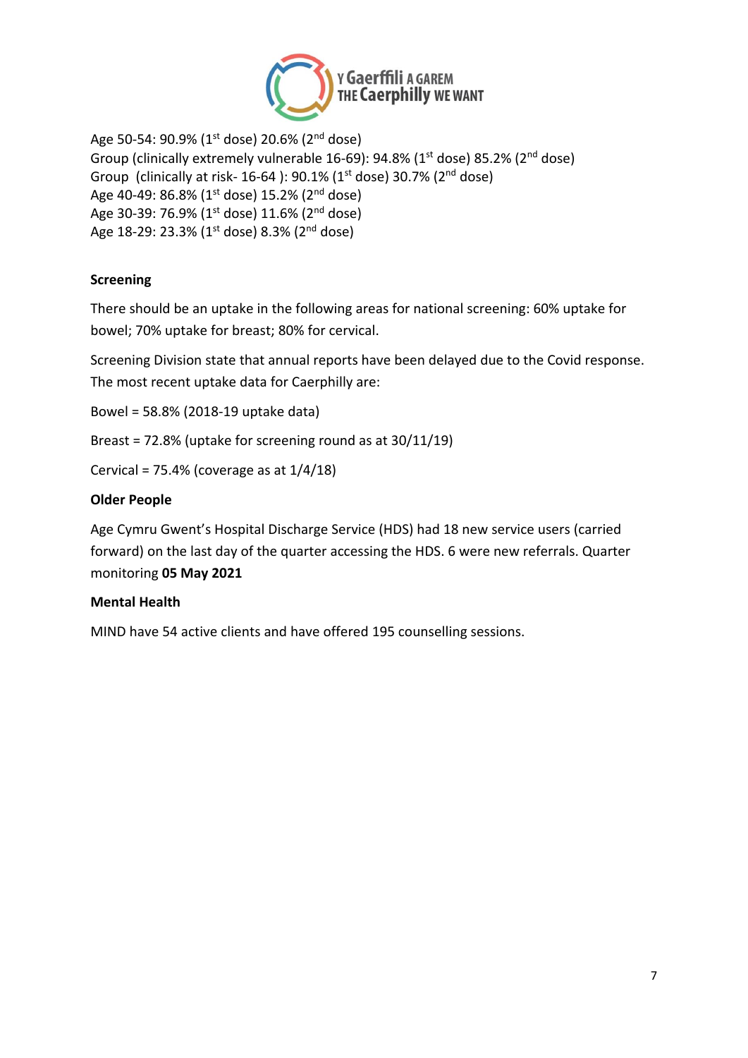Age 50-54: 90.9% (1st dose) 20.6% (2nd dose)
Group (clinically extremely vulnerable 16-69): 94.8% (1st dose) 85.2% (2nd dose)
Group (clinically at risk- 16-64 ): 90.1% (1st dose) 30.7% (2nd dose)
Age 40-49: 86.8% (1st dose) 15.2% (2nd dose)
Age 30-39: 76.9% (1st dose) 11.6% (2nd dose)
Age 18-29: 23.3% (1st dose) 8.3% (2nd dose)

**Screening**

There should be an uptake in the following areas for national screening: 60% uptake for bowel; 70% uptake for breast; 80% for cervical.

Screening Division state that annual reports have been delayed due to the Covid response. The most recent uptake data for Caerphilly are:

Bowel = 58.8% (2018-19 uptake data)

Breast = 72.8% (uptake for screening round as at 30/11/19)

Cervical = 75.4% (coverage as at 1/4/18)

**Older People**

Age Cymru Gwent's Hospital Discharge Service (HDS) had 18 new service users (carried forward) on the last day of the quarter accessing the HDS. 6 were new referrals. Quarter monitoring **05 May 2021**

**Mental Health**

MIND have 54 active clients and have offered 195 counselling sessions.